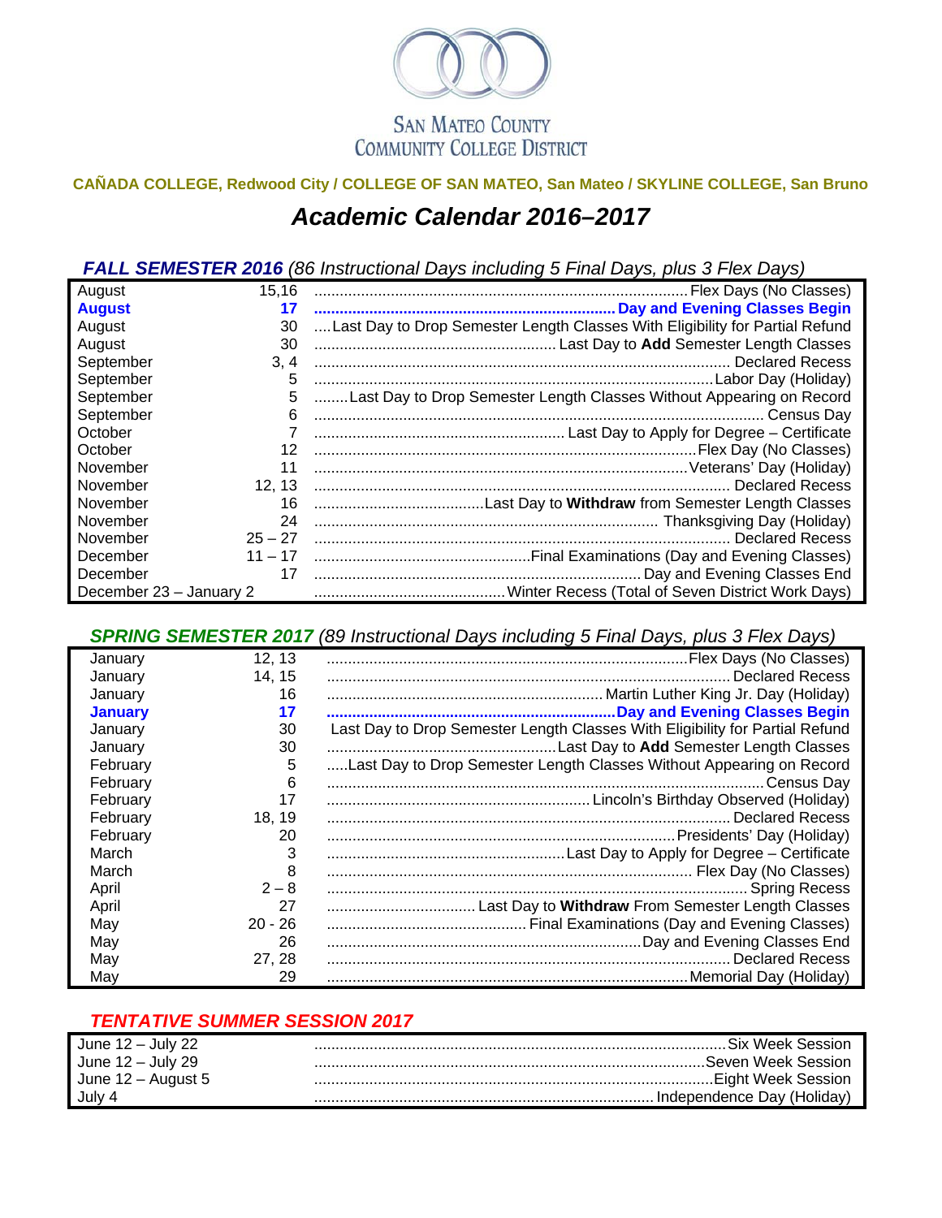# SAN MATEO COUNTY COMMUNITY COLLEGE DISTRICT

**CAÑADA COLLEGE, Redwood City / COLLEGE OF SAN MATEO, San Mateo / SKYLINE COLLEGE, San Bruno**

## *Academic Calendar 2016–2017*

### ***FALL SEMESTER 2016*** *(86 Instructional Days including 5 Final Days, plus 3 Flex Days)*

| Month | Date | Event |
|---|---|---|
| August | 15,16 | Flex Days (No Classes) |
| **August** | **17** | **Day and Evening Classes Begin** |
| August | 30 | Last Day to Drop Semester Length Classes With Eligibility for Partial Refund |
| August | 30 | Last Day to **Add** Semester Length Classes |
| September | 3, 4 | Declared Recess |
| September | 5 | Labor Day (Holiday) |
| September | 5 | Last Day to Drop Semester Length Classes Without Appearing on Record |
| September | 6 | Census Day |
| October | 7 | Last Day to Apply for Degree – Certificate |
| October | 12 | Flex Day (No Classes) |
| November | 11 | Veterans' Day (Holiday) |
| November | 12, 13 | Declared Recess |
| November | 16 | Last Day to **Withdraw** from Semester Length Classes |
| November | 24 | Thanksgiving Day (Holiday) |
| November | 25 – 27 | Declared Recess |
| December | 11 – 17 | Final Examinations (Day and Evening Classes) |
| December | 17 | Day and Evening Classes End |
| December 23 – January 2 | | Winter Recess (Total of Seven District Work Days) |

### ***SPRING SEMESTER 2017*** *(89 Instructional Days including 5 Final Days, plus 3 Flex Days)*

| Month | Date | Event |
|---|---|---|
| January | 12, 13 | Flex Days (No Classes) |
| January | 14, 15 | Declared Recess |
| January | 16 | Martin Luther King Jr. Day (Holiday) |
| **January** | **17** | **Day and Evening Classes Begin** |
| January | 30 | Last Day to Drop Semester Length Classes With Eligibility for Partial Refund |
| January | 30 | Last Day to **Add** Semester Length Classes |
| February | 5 | Last Day to Drop Semester Length Classes Without Appearing on Record |
| February | 6 | Census Day |
| February | 17 | Lincoln's Birthday Observed (Holiday) |
| February | 18, 19 | Declared Recess |
| February | 20 | Presidents' Day (Holiday) |
| March | 3 | Last Day to Apply for Degree – Certificate |
| March | 8 | Flex Day (No Classes) |
| April | 2 – 8 | Spring Recess |
| April | 27 | Last Day to **Withdraw** From Semester Length Classes |
| May | 20 - 26 | Final Examinations (Day and Evening Classes) |
| May | 26 | Day and Evening Classes End |
| May | 27, 28 | Declared Recess |
| May | 29 | Memorial Day (Holiday) |

### ***TENTATIVE SUMMER SESSION 2017***

| Dates | Event |
|---|---|
| June 12 – July 22 | Six Week Session |
| June 12 – July 29 | Seven Week Session |
| June 12 – August 5 | Eight Week Session |
| July 4 | Independence Day (Holiday) |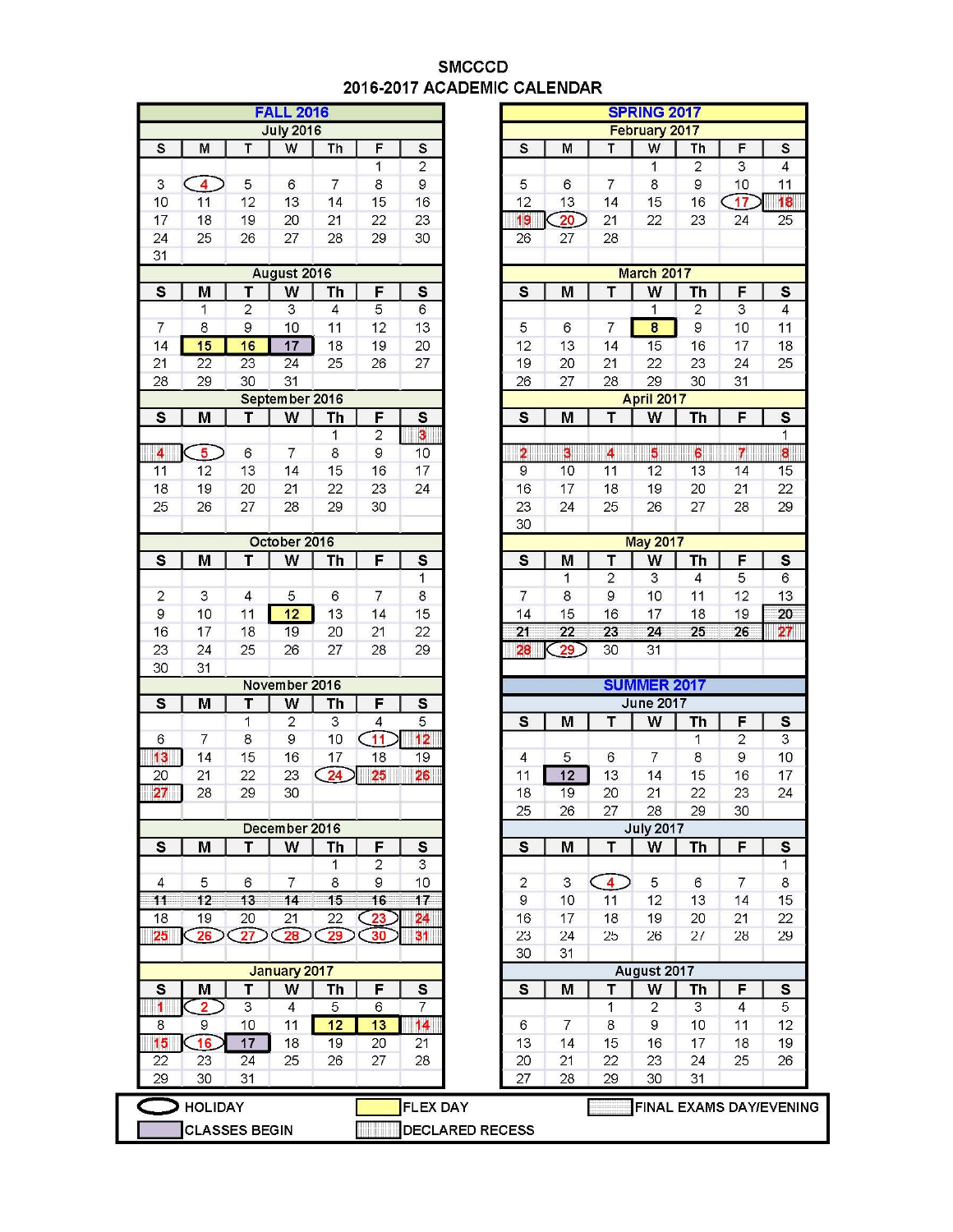# SMCCCD
## 2016-2017 ACADEMIC CALENDAR

## FALL 2016

### July 2016

| S | M | T | W | Th | F | S |
|---|---|---|---|---|---|---|
| | | | | | 1 | 2 |
| 3 | 4 | 5 | 6 | 7 | 8 | 9 |
| 10 | 11 | 12 | 13 | 14 | 15 | 16 |
| 17 | 18 | 19 | 20 | 21 | 22 | 23 |
| 24 | 25 | 26 | 27 | 28 | 29 | 30 |
| 31 | | | | | | |

### August 2016

| S | M | T | W | Th | F | S |
|---|---|---|---|---|---|---|
| | 1 | 2 | 3 | 4 | 5 | 6 |
| 7 | 8 | 9 | 10 | 11 | 12 | 13 |
| 14 | 15 | 16 | 17 | 18 | 19 | 20 |
| 21 | 22 | 23 | 24 | 25 | 26 | 27 |
| 28 | 29 | 30 | 31 | | | |

### September 2016

| S | M | T | W | Th | F | S |
|---|---|---|---|---|---|---|
| | | | | 1 | 2 | 3 |
| 4 | 5 | 6 | 7 | 8 | 9 | 10 |
| 11 | 12 | 13 | 14 | 15 | 16 | 17 |
| 18 | 19 | 20 | 21 | 22 | 23 | 24 |
| 25 | 26 | 27 | 28 | 29 | 30 | |

### October 2016

| S | M | T | W | Th | F | S |
|---|---|---|---|---|---|---|
| | | | | | | 1 |
| 2 | 3 | 4 | 5 | 6 | 7 | 8 |
| 9 | 10 | 11 | 12 | 13 | 14 | 15 |
| 16 | 17 | 18 | 19 | 20 | 21 | 22 |
| 23 | 24 | 25 | 26 | 27 | 28 | 29 |
| 30 | 31 | | | | | |

### November 2016

| S | M | T | W | Th | F | S |
|---|---|---|---|---|---|---|
| | | 1 | 2 | 3 | 4 | 5 |
| 6 | 7 | 8 | 9 | 10 | 11 | 12 |
| 13 | 14 | 15 | 16 | 17 | 18 | 19 |
| 20 | 21 | 22 | 23 | 24 | 25 | 26 |
| 27 | 28 | 29 | 30 | | | |

### December 2016

| S | M | T | W | Th | F | S |
|---|---|---|---|---|---|---|
| | | | | 1 | 2 | 3 |
| 4 | 5 | 6 | 7 | 8 | 9 | 10 |
| 11 | 12 | 13 | 14 | 15 | 16 | 17 |
| 18 | 19 | 20 | 21 | 22 | 23 | 24 |
| 25 | 26 | 27 | 28 | 29 | 30 | 31 |

### January 2017

| S | M | T | W | Th | F | S |
|---|---|---|---|---|---|---|
| 1 | 2 | 3 | 4 | 5 | 6 | 7 |
| 8 | 9 | 10 | 11 | 12 | 13 | 14 |
| 15 | 16 | 17 | 18 | 19 | 20 | 21 |
| 22 | 23 | 24 | 25 | 26 | 27 | 28 |
| 29 | 30 | 31 | | | | |

## SPRING 2017

### February 2017

| S | M | T | W | Th | F | S |
|---|---|---|---|---|---|---|
| | | | 1 | 2 | 3 | 4 |
| 5 | 6 | 7 | 8 | 9 | 10 | 11 |
| 12 | 13 | 14 | 15 | 16 | 17 | 18 |
| 19 | 20 | 21 | 22 | 23 | 24 | 25 |
| 26 | 27 | 28 | | | | |

### March 2017

| S | M | T | W | Th | F | S |
|---|---|---|---|---|---|---|
| | | | 1 | 2 | 3 | 4 |
| 5 | 6 | 7 | 8 | 9 | 10 | 11 |
| 12 | 13 | 14 | 15 | 16 | 17 | 18 |
| 19 | 20 | 21 | 22 | 23 | 24 | 25 |
| 26 | 27 | 28 | 29 | 30 | 31 | |

### April 2017

| S | M | T | W | Th | F | S |
|---|---|---|---|---|---|---|
| | | | | | | 1 |
| 2 | 3 | 4 | 5 | 6 | 7 | 8 |
| 9 | 10 | 11 | 12 | 13 | 14 | 15 |
| 16 | 17 | 18 | 19 | 20 | 21 | 22 |
| 23 | 24 | 25 | 26 | 27 | 28 | 29 |
| 30 | | | | | | |

### May 2017

| S | M | T | W | Th | F | S |
|---|---|---|---|---|---|---|
| | 1 | 2 | 3 | 4 | 5 | 6 |
| 7 | 8 | 9 | 10 | 11 | 12 | 13 |
| 14 | 15 | 16 | 17 | 18 | 19 | 20 |
| 21 | 22 | 23 | 24 | 25 | 26 | 27 |
| 28 | 29 | 30 | 31 | | | |

## SUMMER 2017

### June 2017

| S | M | T | W | Th | F | S |
|---|---|---|---|---|---|---|
| | | | | 1 | 2 | 3 |
| 4 | 5 | 6 | 7 | 8 | 9 | 10 |
| 11 | 12 | 13 | 14 | 15 | 16 | 17 |
| 18 | 19 | 20 | 21 | 22 | 23 | 24 |
| 25 | 26 | 27 | 28 | 29 | 30 | |

### July 2017

| S | M | T | W | Th | F | S |
|---|---|---|---|---|---|---|
| | | | | | | 1 |
| 2 | 3 | 4 | 5 | 6 | 7 | 8 |
| 9 | 10 | 11 | 12 | 13 | 14 | 15 |
| 16 | 17 | 18 | 19 | 20 | 21 | 22 |
| 23 | 24 | 25 | 26 | 27 | 28 | 29 |
| 30 | 31 | | | | | |

### August 2017

| S | M | T | W | Th | F | S |
|---|---|---|---|---|---|---|
| | | 1 | 2 | 3 | 4 | 5 |
| 6 | 7 | 8 | 9 | 10 | 11 | 12 |
| 13 | 14 | 15 | 16 | 17 | 18 | 19 |
| 20 | 21 | 22 | 23 | 24 | 25 | 26 |
| 27 | 28 | 29 | 30 | 31 | | |

HOLIDAY | FLEX DAY | FINAL EXAMS DAY/EVENING

CLASSES BEGIN | DECLARED RECESS